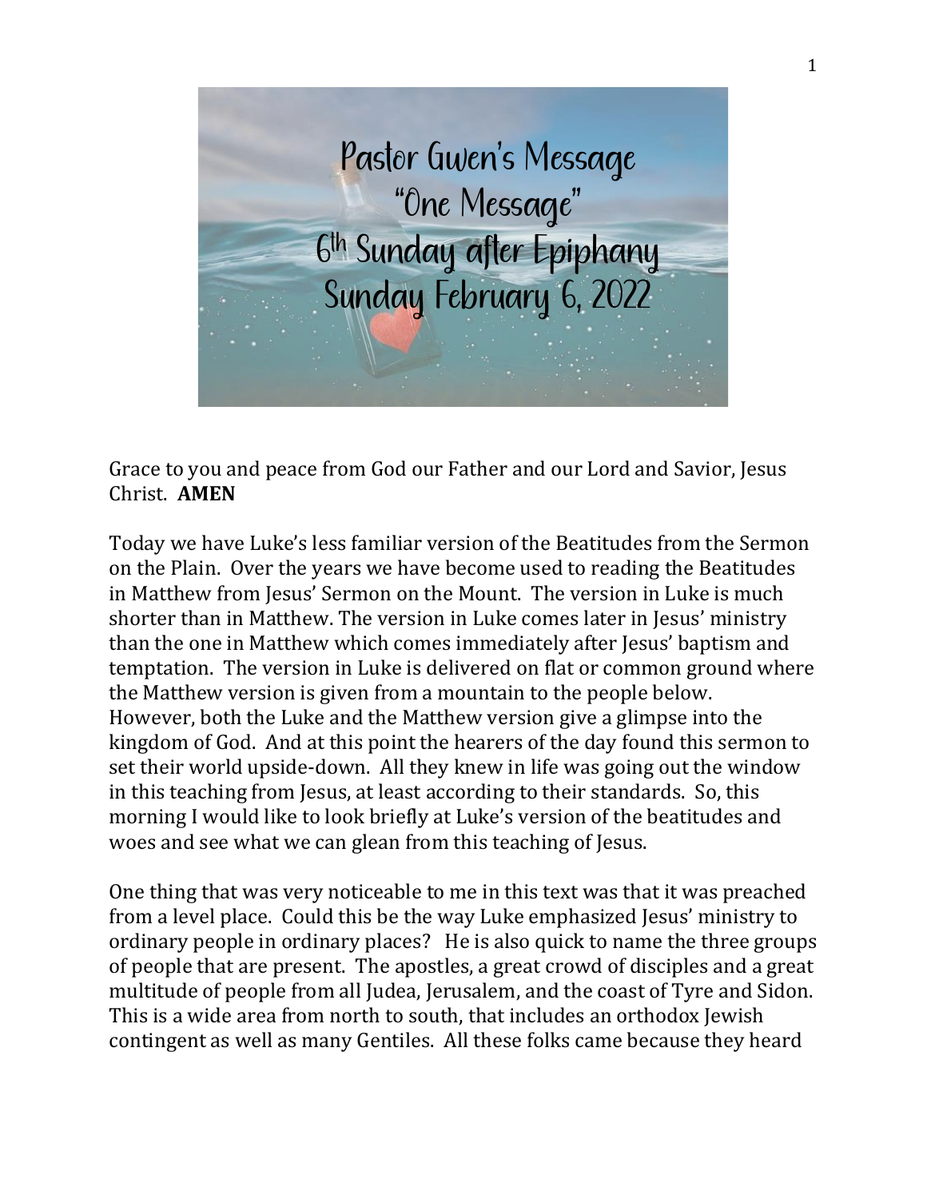# Pastor Gwen's Message
## "One Message"
## 6th Sunday after Epiphany
## Sunday February 6, 2022

Grace to you and peace from God our Father and our Lord and Savior, Jesus Christ. **AMEN**

Today we have Luke's less familiar version of the Beatitudes from the Sermon on the Plain. Over the years we have become used to reading the Beatitudes in Matthew from Jesus' Sermon on the Mount. The version in Luke is much shorter than in Matthew. The version in Luke comes later in Jesus' ministry than the one in Matthew which comes immediately after Jesus' baptism and temptation. The version in Luke is delivered on flat or common ground where the Matthew version is given from a mountain to the people below. However, both the Luke and the Matthew version give a glimpse into the kingdom of God. And at this point the hearers of the day found this sermon to set their world upside-down. All they knew in life was going out the window in this teaching from Jesus, at least according to their standards. So, this morning I would like to look briefly at Luke's version of the beatitudes and woes and see what we can glean from this teaching of Jesus.

One thing that was very noticeable to me in this text was that it was preached from a level place. Could this be the way Luke emphasized Jesus' ministry to ordinary people in ordinary places? He is also quick to name the three groups of people that are present. The apostles, a great crowd of disciples and a great multitude of people from all Judea, Jerusalem, and the coast of Tyre and Sidon. This is a wide area from north to south, that includes an orthodox Jewish contingent as well as many Gentiles. All these folks came because they heard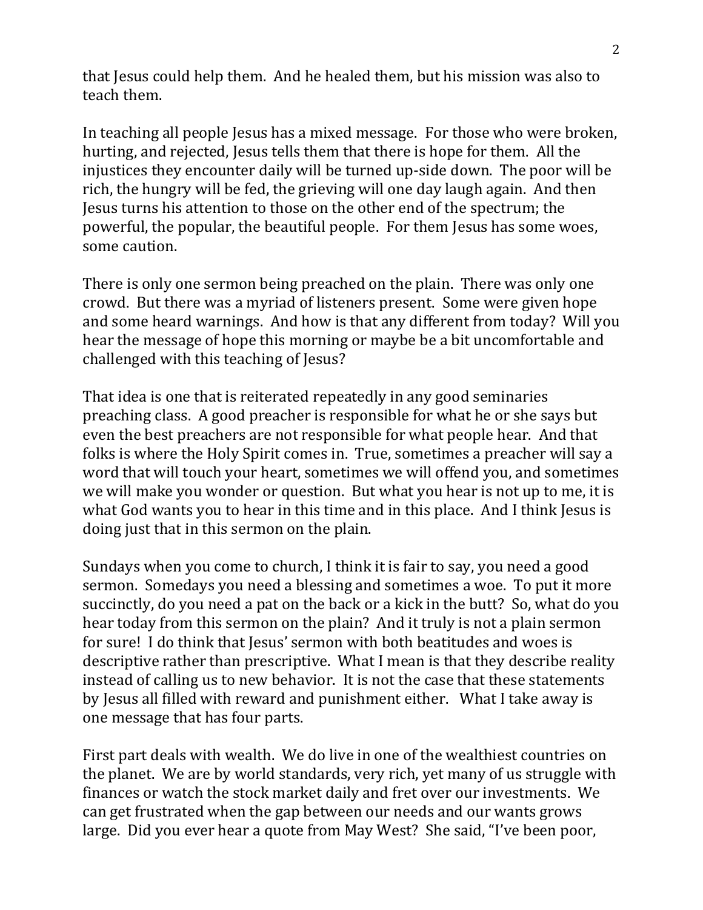that Jesus could help them. And he healed them, but his mission was also to teach them.

In teaching all people Jesus has a mixed message. For those who were broken, hurting, and rejected, Jesus tells them that there is hope for them. All the injustices they encounter daily will be turned up-side down. The poor will be rich, the hungry will be fed, the grieving will one day laugh again. And then Jesus turns his attention to those on the other end of the spectrum; the powerful, the popular, the beautiful people. For them Jesus has some woes, some caution.

There is only one sermon being preached on the plain. There was only one crowd. But there was a myriad of listeners present. Some were given hope and some heard warnings. And how is that any different from today? Will you hear the message of hope this morning or maybe be a bit uncomfortable and challenged with this teaching of Jesus?

That idea is one that is reiterated repeatedly in any good seminaries preaching class. A good preacher is responsible for what he or she says but even the best preachers are not responsible for what people hear. And that folks is where the Holy Spirit comes in. True, sometimes a preacher will say a word that will touch your heart, sometimes we will offend you, and sometimes we will make you wonder or question. But what you hear is not up to me, it is what God wants you to hear in this time and in this place. And I think Jesus is doing just that in this sermon on the plain.

Sundays when you come to church, I think it is fair to say, you need a good sermon. Somedays you need a blessing and sometimes a woe. To put it more succinctly, do you need a pat on the back or a kick in the butt? So, what do you hear today from this sermon on the plain? And it truly is not a plain sermon for sure! I do think that Jesus' sermon with both beatitudes and woes is descriptive rather than prescriptive. What I mean is that they describe reality instead of calling us to new behavior. It is not the case that these statements by Jesus all filled with reward and punishment either. What I take away is one message that has four parts.

First part deals with wealth. We do live in one of the wealthiest countries on the planet. We are by world standards, very rich, yet many of us struggle with finances or watch the stock market daily and fret over our investments. We can get frustrated when the gap between our needs and our wants grows large. Did you ever hear a quote from May West? She said, "I've been poor,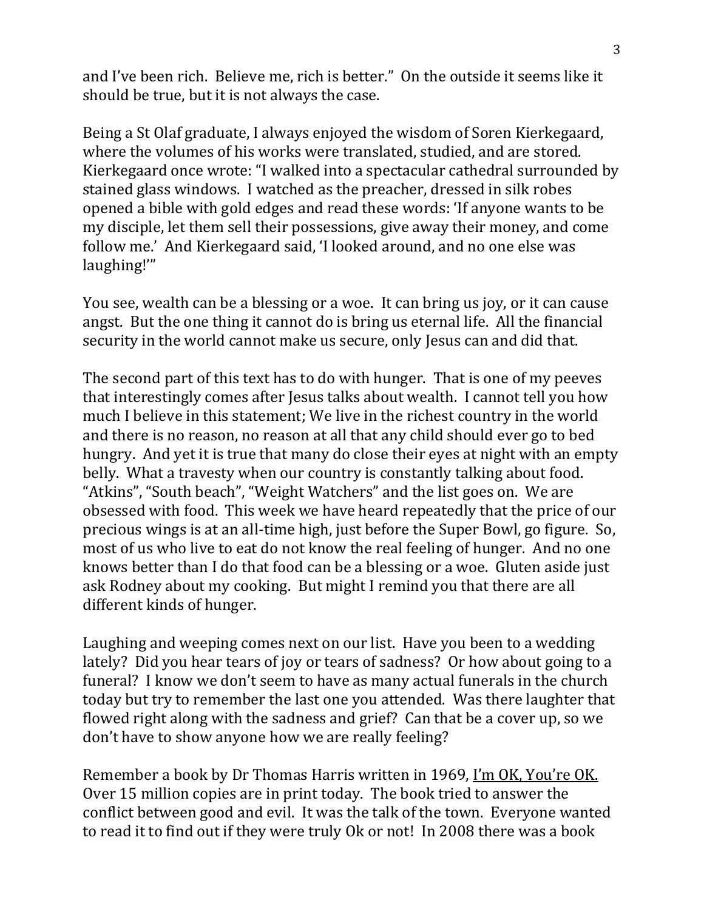and I've been rich. Believe me, rich is better." On the outside it seems like it should be true, but it is not always the case.

Being a St Olaf graduate, I always enjoyed the wisdom of Soren Kierkegaard, where the volumes of his works were translated, studied, and are stored. Kierkegaard once wrote: "I walked into a spectacular cathedral surrounded by stained glass windows. I watched as the preacher, dressed in silk robes opened a bible with gold edges and read these words: 'If anyone wants to be my disciple, let them sell their possessions, give away their money, and come follow me.' And Kierkegaard said, 'I looked around, and no one else was laughing!'"

You see, wealth can be a blessing or a woe. It can bring us joy, or it can cause angst. But the one thing it cannot do is bring us eternal life. All the financial security in the world cannot make us secure, only Jesus can and did that.

The second part of this text has to do with hunger. That is one of my peeves that interestingly comes after Jesus talks about wealth. I cannot tell you how much I believe in this statement; We live in the richest country in the world and there is no reason, no reason at all that any child should ever go to bed hungry. And yet it is true that many do close their eyes at night with an empty belly. What a travesty when our country is constantly talking about food. "Atkins", "South beach", "Weight Watchers" and the list goes on. We are obsessed with food. This week we have heard repeatedly that the price of our precious wings is at an all-time high, just before the Super Bowl, go figure. So, most of us who live to eat do not know the real feeling of hunger. And no one knows better than I do that food can be a blessing or a woe. Gluten aside just ask Rodney about my cooking. But might I remind you that there are all different kinds of hunger.

Laughing and weeping comes next on our list. Have you been to a wedding lately? Did you hear tears of joy or tears of sadness? Or how about going to a funeral? I know we don't seem to have as many actual funerals in the church today but try to remember the last one you attended. Was there laughter that flowed right along with the sadness and grief? Can that be a cover up, so we don't have to show anyone how we are really feeling?

Remember a book by Dr Thomas Harris written in 1969, <u>I'm OK, You're OK.</u> Over 15 million copies are in print today. The book tried to answer the conflict between good and evil. It was the talk of the town. Everyone wanted to read it to find out if they were truly Ok or not! In 2008 there was a book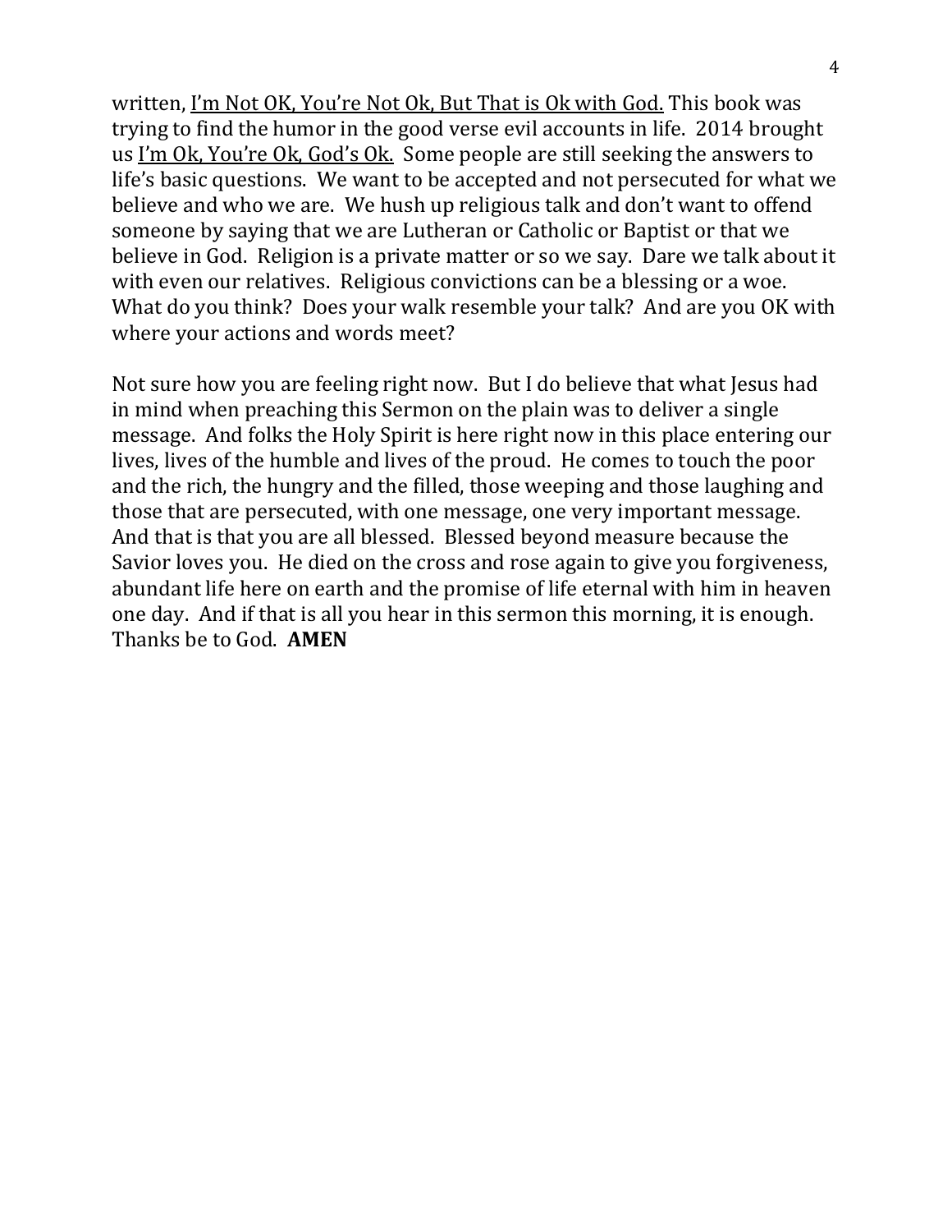written, <u>I'm Not OK, You're Not Ok, But That is Ok with God.</u> This book was trying to find the humor in the good verse evil accounts in life. 2014 brought us <u>I'm Ok, You're Ok, God's Ok.</u> Some people are still seeking the answers to life's basic questions. We want to be accepted and not persecuted for what we believe and who we are. We hush up religious talk and don't want to offend someone by saying that we are Lutheran or Catholic or Baptist or that we believe in God. Religion is a private matter or so we say. Dare we talk about it with even our relatives. Religious convictions can be a blessing or a woe. What do you think? Does your walk resemble your talk? And are you OK with where your actions and words meet?

Not sure how you are feeling right now. But I do believe that what Jesus had in mind when preaching this Sermon on the plain was to deliver a single message. And folks the Holy Spirit is here right now in this place entering our lives, lives of the humble and lives of the proud. He comes to touch the poor and the rich, the hungry and the filled, those weeping and those laughing and those that are persecuted, with one message, one very important message. And that is that you are all blessed. Blessed beyond measure because the Savior loves you. He died on the cross and rose again to give you forgiveness, abundant life here on earth and the promise of life eternal with him in heaven one day. And if that is all you hear in this sermon this morning, it is enough. Thanks be to God. **AMEN**